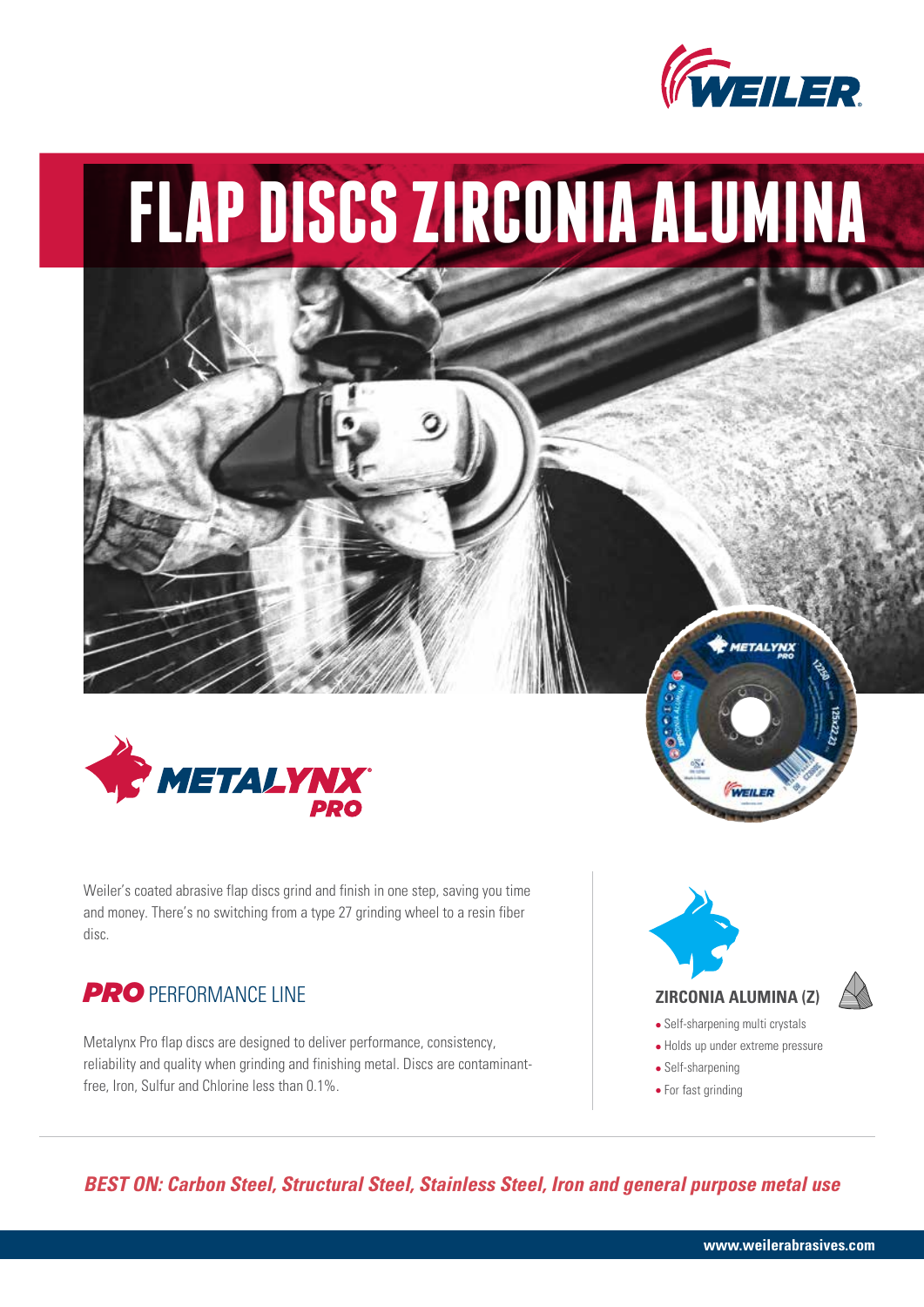# FLAP DISCS ZIRCONIA ALUMINA

Weiler's coated abrasive flap discs grind and finish in one step, saving you time and money. There's no switching from a type 27 grinding wheel to a resin fiber disc.

## PRO PERFORMANCE LINE

Metalynx Pro flap discs are designed to deliver performance, consistency, reliability and quality when grinding and finishing metal. Discs are contaminant-free, Iron, Sulfur and Chlorine less than 0.1%.

### ZIRCONIA ALUMINA (Z)

- Self-sharpening multi crystals
- Holds up under extreme pressure
- Self-sharpening
- For fast grinding

***BEST ON: Carbon Steel, Structural Steel, Stainless Steel, Iron and general purpose metal use***

www.weilerabrasives.com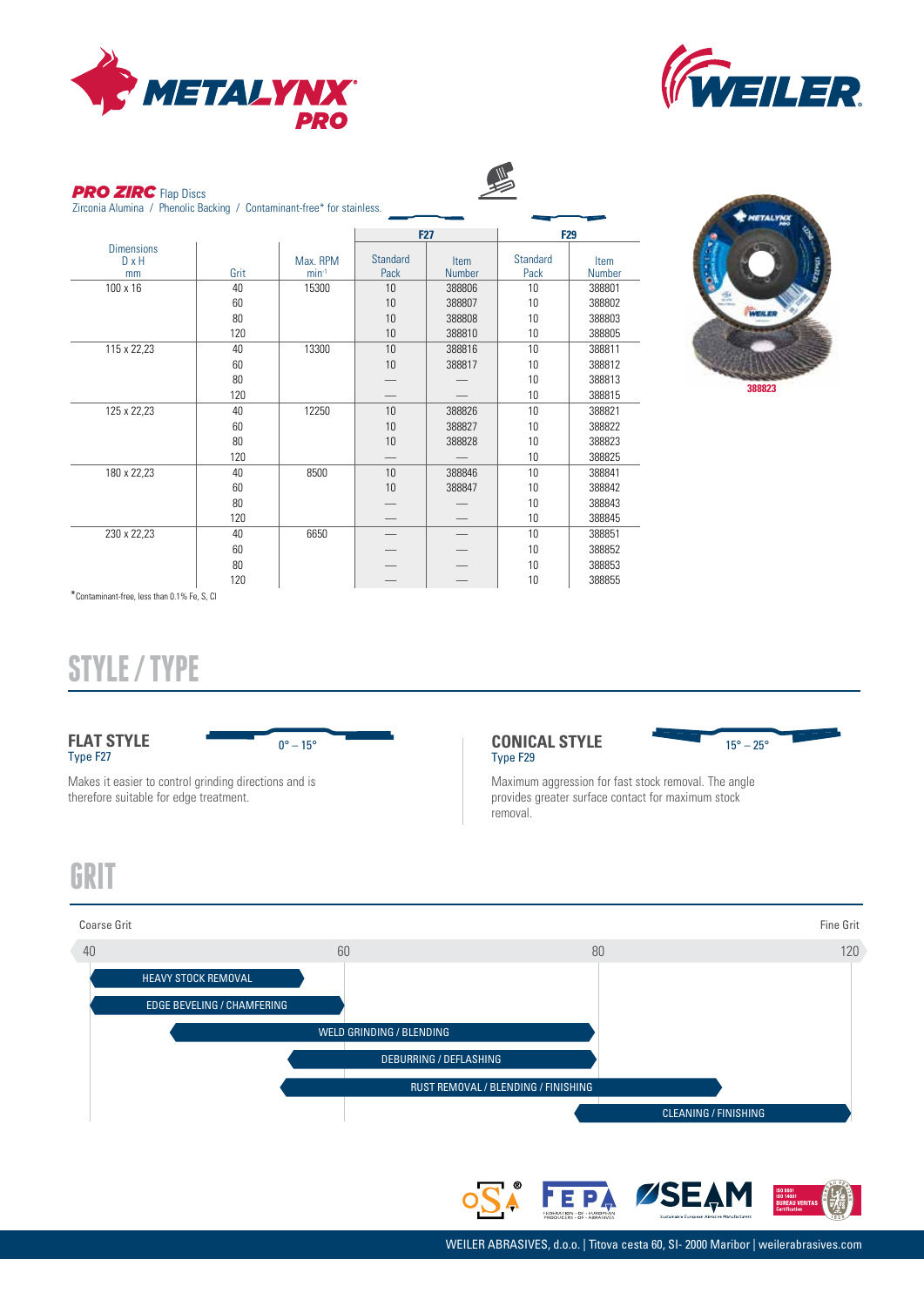## PRO ZIRC Flap Discs

Zirconia Alumina / Phenolic Backing / Contaminant-free* for stainless.

| Dimensions D x H mm | Grit | Max. RPM min-1 | F27 | | F29 | |
|---|---|---|---|---|---|---|
| | | | Standard Pack | Item Number | Standard Pack | Item Number |
| 100 x 16 | 40 | 15300 | 10 | 388806 | 10 | 388801 |
| | 60 | | 10 | 388807 | 10 | 388802 |
| | 80 | | 10 | 388808 | 10 | 388803 |
| | 120 | | 10 | 388810 | 10 | 388805 |
| 115 x 22,23 | 40 | 13300 | 10 | 388816 | 10 | 388811 |
| | 60 | | 10 | 388817 | 10 | 388812 |
| | 80 | | — | — | 10 | 388813 |
| | 120 | | — | — | 10 | 388815 |
| 125 x 22,23 | 40 | 12250 | 10 | 388826 | 10 | 388821 |
| | 60 | | 10 | 388827 | 10 | 388822 |
| | 80 | | 10 | 388828 | 10 | 388823 |
| | 120 | | — | — | 10 | 388825 |
| 180 x 22,23 | 40 | 8500 | 10 | 388846 | 10 | 388841 |
| | 60 | | 10 | 388847 | 10 | 388842 |
| | 80 | | — | — | 10 | 388843 |
| | 120 | | — | — | 10 | 388845 |
| 230 x 22,23 | 40 | 6650 | — | — | 10 | 388851 |
| | 60 | | — | — | 10 | 388852 |
| | 80 | | — | — | 10 | 388853 |
| | 120 | | — | — | 10 | 388855 |

*Contaminant-free, less than 0.1% Fe, S, Cl

388823

# STYLE / TYPE

### FLAT STYLE
Type F27

0° – 15°

Makes it easier to control grinding directions and is therefore suitable for edge treatment.

### CONICAL STYLE
Type F29

15° – 25°

Maximum aggression for fast stock removal. The angle provides greater surface contact for maximum stock removal.

# GRIT

Coarse Grit

Fine Grit

40

60

80

120

HEAVY STOCK REMOVAL

EDGE BEVELING / CHAMFERING

WELD GRINDING / BLENDING

DEBURRING / DEFLASHING

RUST REMOVAL / BLENDING / FINISHING

CLEANING / FINISHING

WEILER ABRASIVES, d.o.o. | Titova cesta 60, SI- 2000 Maribor | weilerabrasives.com